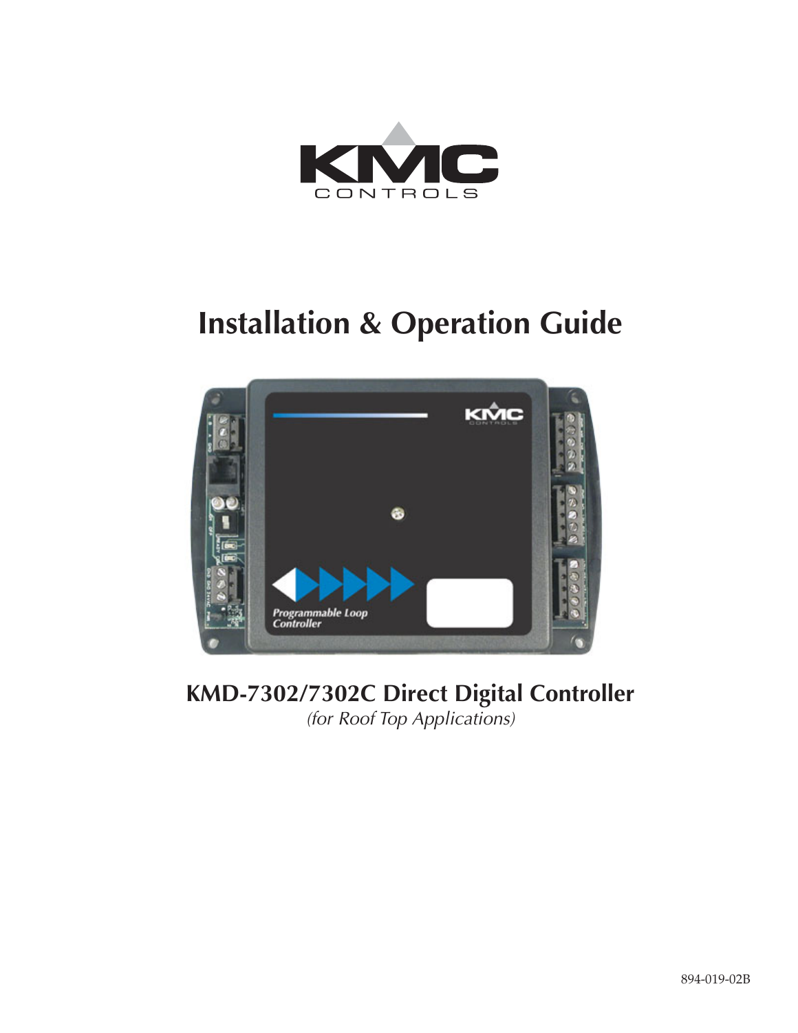# Installation & Operation Guide

## KMD-7302/7302C Direct Digital Controller

*(for Roof Top Applications)*

894-019-02B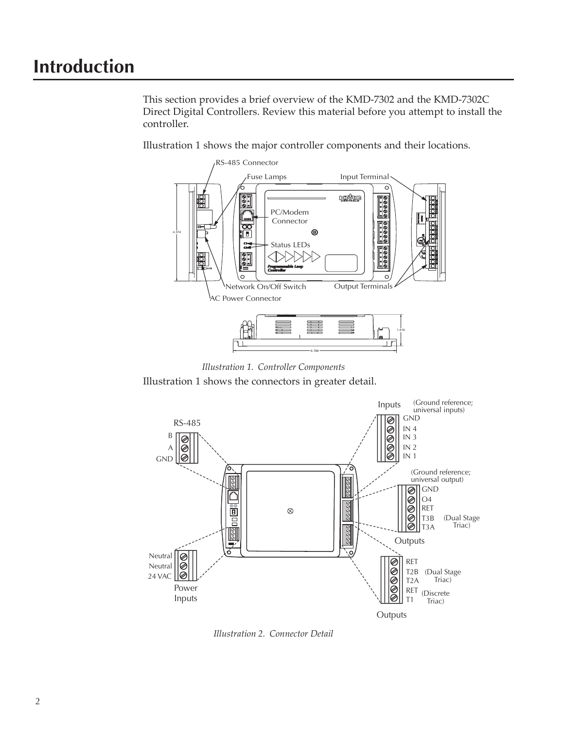# Introduction

This section provides a brief overview of the KMD-7302 and the KMD-7302C Direct Digital Controllers. Review this material before you attempt to install the controller.

Illustration 1 shows the major controller components and their locations.

*Illustration 1. Controller Components*

Illustration 1 shows the connectors in greater detail.

*Illustration 2. Connector Detail*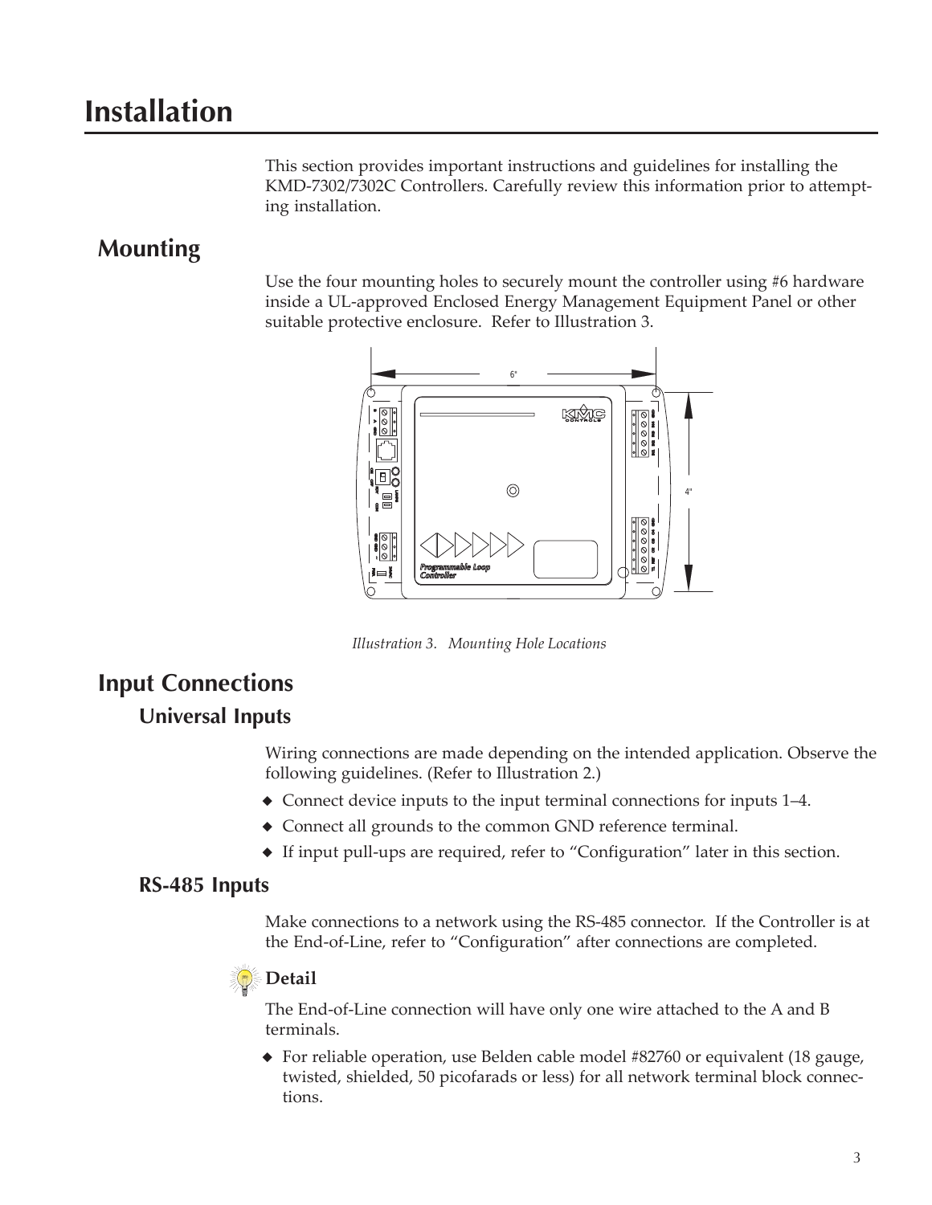# Installation

This section provides important instructions and guidelines for installing the KMD-7302/7302C Controllers. Carefully review this information prior to attempting installation.

## Mounting

Use the four mounting holes to securely mount the controller using #6 hardware inside a UL-approved Enclosed Energy Management Equipment Panel or other suitable protective enclosure. Refer to Illustration 3.

*Illustration 3. Mounting Hole Locations*

## Input Connections

### Universal Inputs

Wiring connections are made depending on the intended application. Observe the following guidelines. (Refer to Illustration 2.)

- Connect device inputs to the input terminal connections for inputs 1–4.
- Connect all grounds to the common GND reference terminal.
- If input pull-ups are required, refer to "Configuration" later in this section.

### RS-485 Inputs

Make connections to a network using the RS-485 connector. If the Controller is at the End-of-Line, refer to "Configuration" after connections are completed.

**Detail**

The End-of-Line connection will have only one wire attached to the A and B terminals.

- For reliable operation, use Belden cable model #82760 or equivalent (18 gauge, twisted, shielded, 50 picofarads or less) for all network terminal block connections.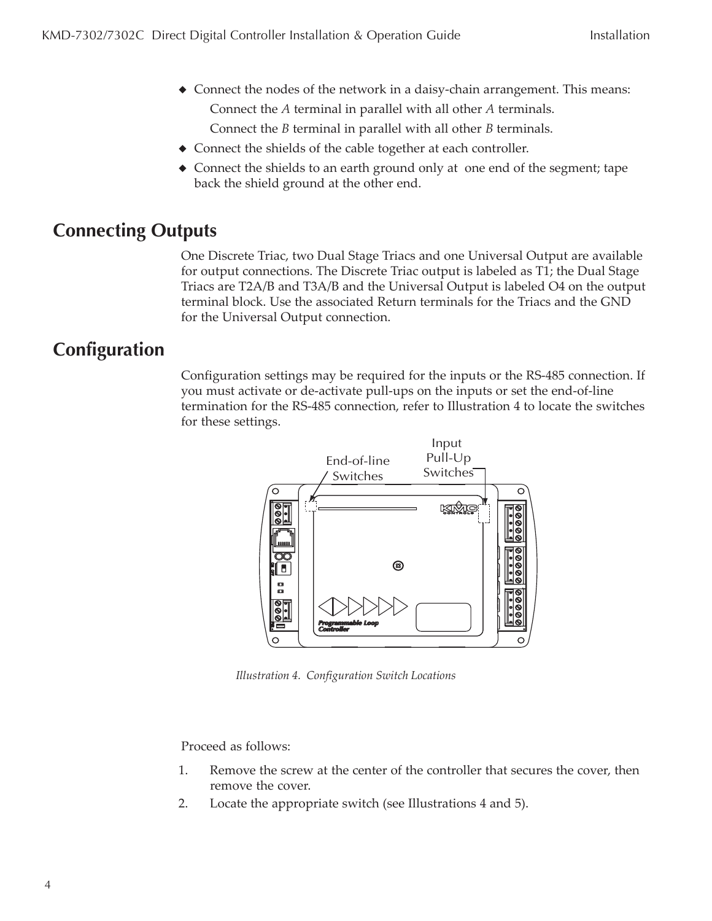- Connect the nodes of the network in a daisy-chain arrangement. This means:

    Connect the *A* terminal in parallel with all other *A* terminals.

    Connect the *B* terminal in parallel with all other *B* terminals.
- Connect the shields of the cable together at each controller.
- Connect the shields to an earth ground only at one end of the segment; tape back the shield ground at the other end.

## Connecting Outputs

One Discrete Triac, two Dual Stage Triacs and one Universal Output are available for output connections. The Discrete Triac output is labeled as T1; the Dual Stage Triacs are T2A/B and T3A/B and the Universal Output is labeled O4 on the output terminal block. Use the associated Return terminals for the Triacs and the GND for the Universal Output connection.

## Configuration

Configuration settings may be required for the inputs or the RS-485 connection. If you must activate or de-activate pull-ups on the inputs or set the end-of-line termination for the RS-485 connection, refer to Illustration 4 to locate the switches for these settings.

*Illustration 4. Configuration Switch Locations*

Proceed as follows:

1. Remove the screw at the center of the controller that secures the cover, then remove the cover.
2. Locate the appropriate switch (see Illustrations 4 and 5).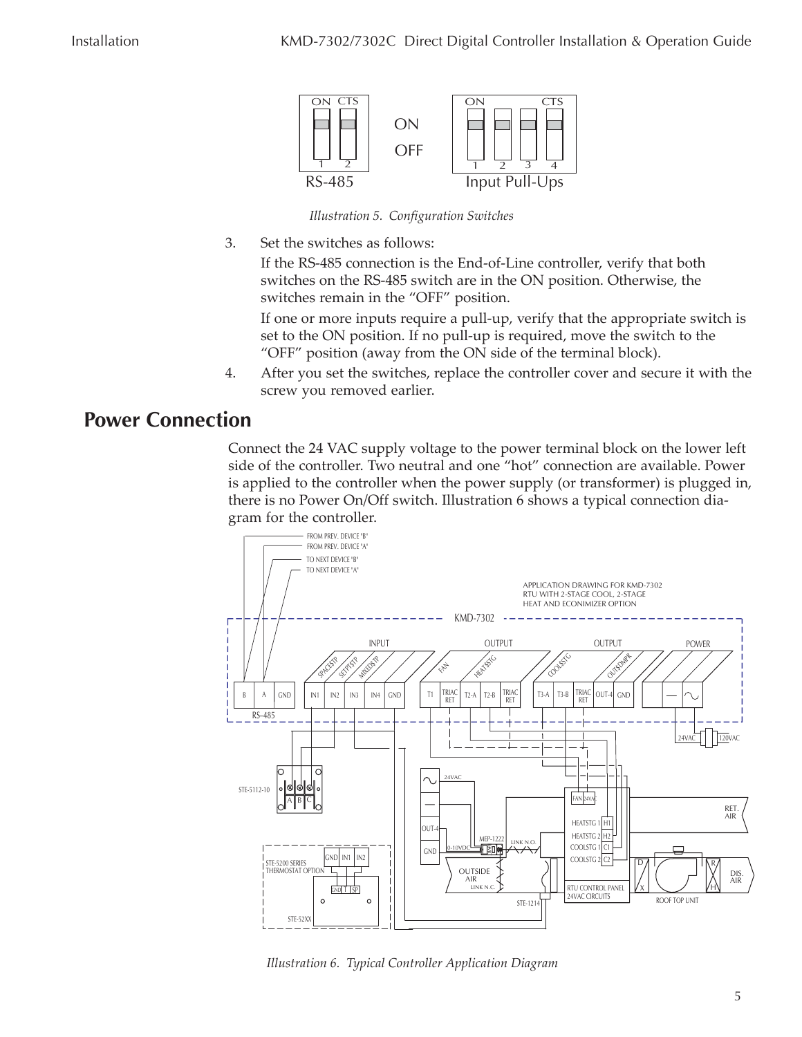Illustration 5. Configuration Switches

3. Set the switches as follows:

   If the RS-485 connection is the End-of-Line controller, verify that both switches on the RS-485 switch are in the ON position. Otherwise, the switches remain in the “OFF” position.

   If one or more inputs require a pull-up, verify that the appropriate switch is set to the ON position. If no pull-up is required, move the switch to the “OFF” position (away from the ON side of the terminal block).

4. After you set the switches, replace the controller cover and secure it with the screw you removed earlier.

## Power Connection

Connect the 24 VAC supply voltage to the power terminal block on the lower left side of the controller. Two neutral and one “hot” connection are available. Power is applied to the controller when the power supply (or transformer) is plugged in, there is no Power On/Off switch. Illustration 6 shows a typical connection diagram for the controller.

Illustration 6. Typical Controller Application Diagram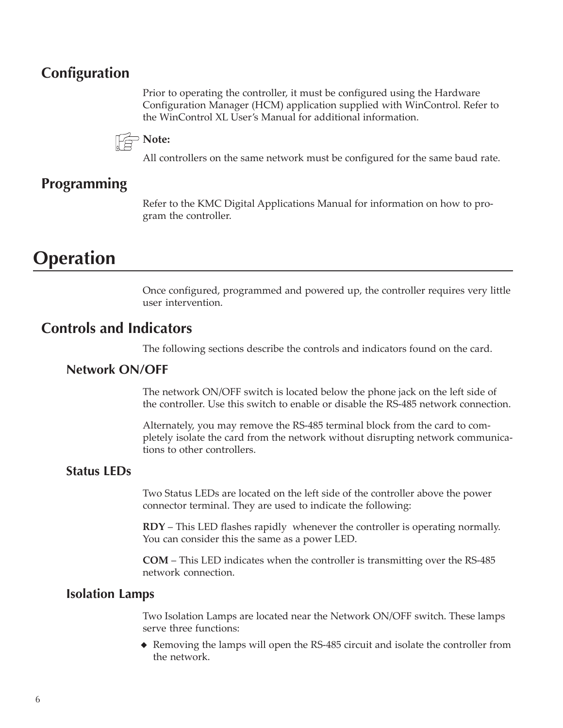## Configuration

Prior to operating the controller, it must be configured using the Hardware Configuration Manager (HCM) application supplied with WinControl. Refer to the WinControl XL User's Manual for additional information.

**Note:**

All controllers on the same network must be configured for the same baud rate.

## Programming

Refer to the KMC Digital Applications Manual for information on how to program the controller.

# Operation

Once configured, programmed and powered up, the controller requires very little user intervention.

## Controls and Indicators

The following sections describe the controls and indicators found on the card.

### Network ON/OFF

The network ON/OFF switch is located below the phone jack on the left side of the controller. Use this switch to enable or disable the RS-485 network connection.

Alternately, you may remove the RS-485 terminal block from the card to completely isolate the card from the network without disrupting network communications to other controllers.

### Status LEDs

Two Status LEDs are located on the left side of the controller above the power connector terminal. They are used to indicate the following:

**RDY** – This LED flashes rapidly whenever the controller is operating normally. You can consider this the same as a power LED.

**COM** – This LED indicates when the controller is transmitting over the RS-485 network connection.

### Isolation Lamps

Two Isolation Lamps are located near the Network ON/OFF switch. These lamps serve three functions:

- Removing the lamps will open the RS-485 circuit and isolate the controller from the network.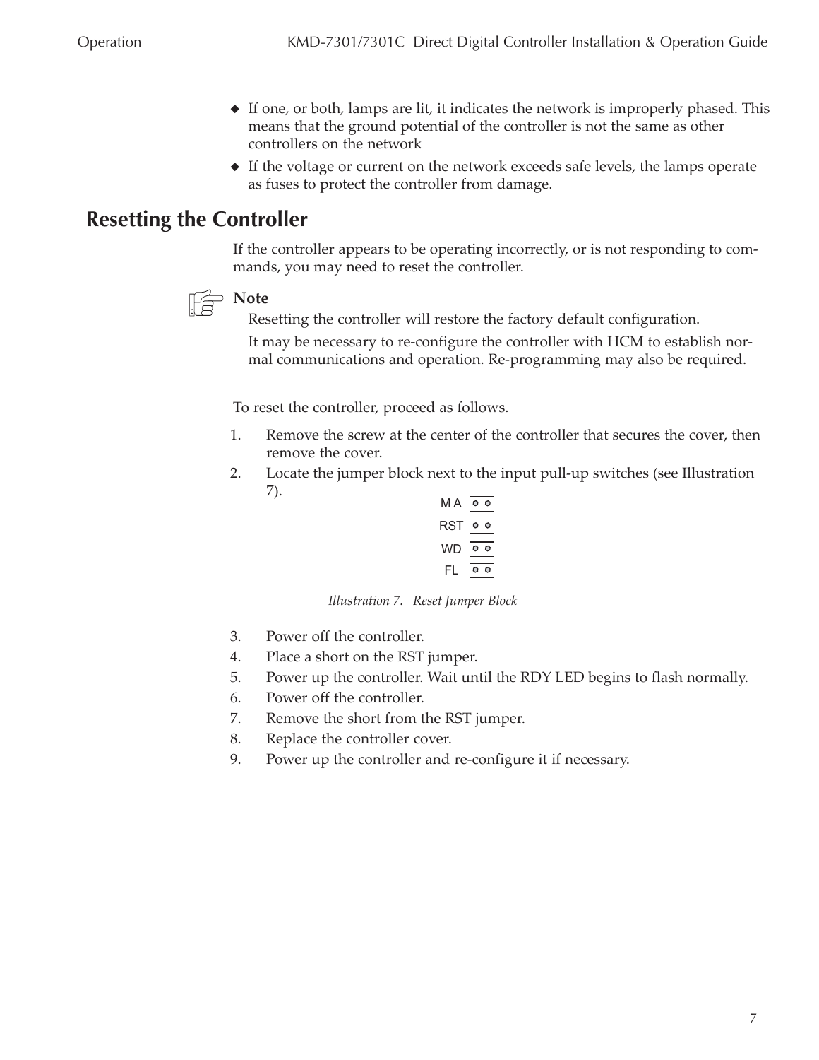- If one, or both, lamps are lit, it indicates the network is improperly phased. This means that the ground potential of the controller is not the same as other controllers on the network
- If the voltage or current on the network exceeds safe levels, the lamps operate as fuses to protect the controller from damage.

## Resetting the Controller

If the controller appears to be operating incorrectly, or is not responding to commands, you may need to reset the controller.

**Note**

Resetting the controller will restore the factory default configuration.

It may be necessary to re-configure the controller with HCM to establish normal communications and operation. Re-programming may also be required.

To reset the controller, proceed as follows.

1. Remove the screw at the center of the controller that secures the cover, then remove the cover.
2. Locate the jumper block next to the input pull-up switches (see Illustration 7).

M A
RST
WD
FL

*Illustration 7. Reset Jumper Block*

3. Power off the controller.
4. Place a short on the RST jumper.
5. Power up the controller. Wait until the RDY LED begins to flash normally.
6. Power off the controller.
7. Remove the short from the RST jumper.
8. Replace the controller cover.
9. Power up the controller and re-configure it if necessary.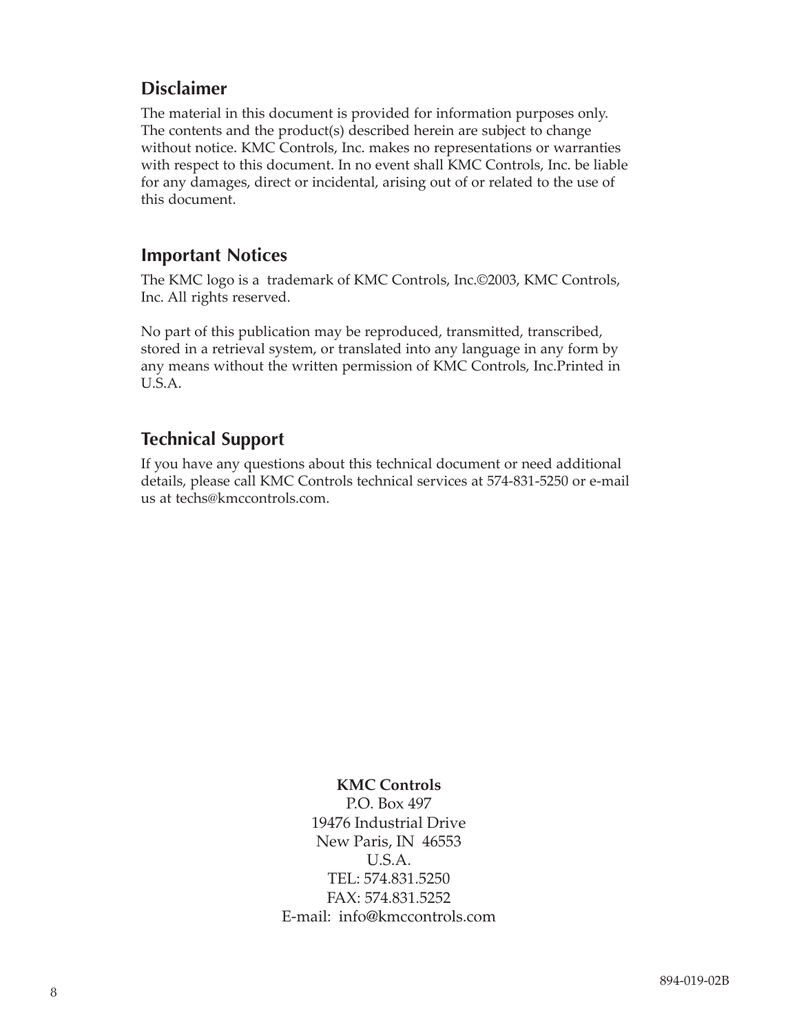## Disclaimer

The material in this document is provided for information purposes only. The contents and the product(s) described herein are subject to change without notice. KMC Controls, Inc. makes no representations or warranties with respect to this document. In no event shall KMC Controls, Inc. be liable for any damages, direct or incidental, arising out of or related to the use of this document.

## Important Notices

The KMC logo is a trademark of KMC Controls, Inc.©2003, KMC Controls, Inc. All rights reserved.

No part of this publication may be reproduced, transmitted, transcribed, stored in a retrieval system, or translated into any language in any form by any means without the written permission of KMC Controls, Inc.Printed in U.S.A.

## Technical Support

If you have any questions about this technical document or need additional details, please call KMC Controls technical services at 574-831-5250 or e-mail us at techs@kmccontrols.com.

**KMC Controls**
P.O. Box 497
19476 Industrial Drive
New Paris, IN 46553
U.S.A.
TEL: 574.831.5250
FAX: 574.831.5252
E-mail: info@kmccontrols.com

894-019-02B